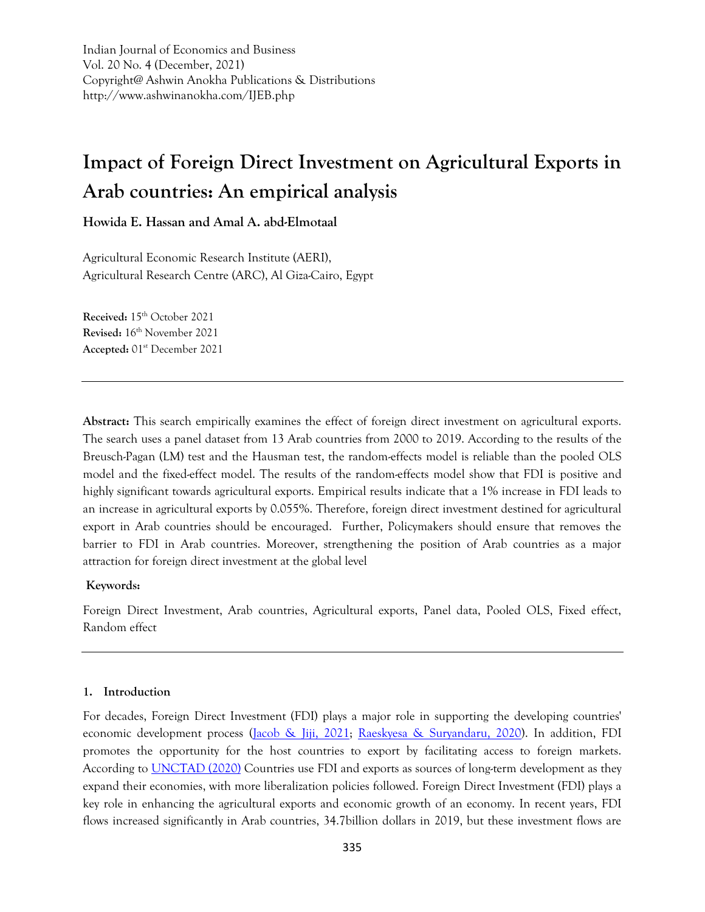Indian Journal of Economics and Business
Vol. 20 No. 4 (December, 2021)
Copyright@ Ashwin Anokha Publications & Distributions
http://www.ashwinanokha.com/IJEB.php

# Impact of Foreign Direct Investment on Agricultural Exports in Arab countries: An empirical analysis

**Howida E. Hassan and Amal A. abd-Elmotaal**

Agricultural Economic Research Institute (AERI),
Agricultural Research Centre (ARC), Al Giza-Cairo, Egypt

**Received:** 15th October 2021
**Revised:** 16th November 2021
**Accepted:** 01st December 2021

---

**Abstract:** This search empirically examines the effect of foreign direct investment on agricultural exports. The search uses a panel dataset from 13 Arab countries from 2000 to 2019. According to the results of the Breusch-Pagan (LM) test and the Hausman test, the random-effects model is reliable than the pooled OLS model and the fixed-effect model. The results of the random-effects model show that FDI is positive and highly significant towards agricultural exports. Empirical results indicate that a 1% increase in FDI leads to an increase in agricultural exports by 0.055%. Therefore, foreign direct investment destined for agricultural export in Arab countries should be encouraged. Further, Policymakers should ensure that removes the barrier to FDI in Arab countries. Moreover, strengthening the position of Arab countries as a major attraction for foreign direct investment at the global level

**Keywords:**

Foreign Direct Investment, Arab countries, Agricultural exports, Panel data, Pooled OLS, Fixed effect, Random effect

---

## 1. Introduction

For decades, Foreign Direct Investment (FDI) plays a major role in supporting the developing countries' economic development process (Jacob & Jiji, 2021; Raeskyesa & Suryandaru, 2020). In addition, FDI promotes the opportunity for the host countries to export by facilitating access to foreign markets. According to UNCTAD (2020) Countries use FDI and exports as sources of long-term development as they expand their economies, with more liberalization policies followed. Foreign Direct Investment (FDI) plays a key role in enhancing the agricultural exports and economic growth of an economy. In recent years, FDI flows increased significantly in Arab countries, 34.7billion dollars in 2019, but these investment flows are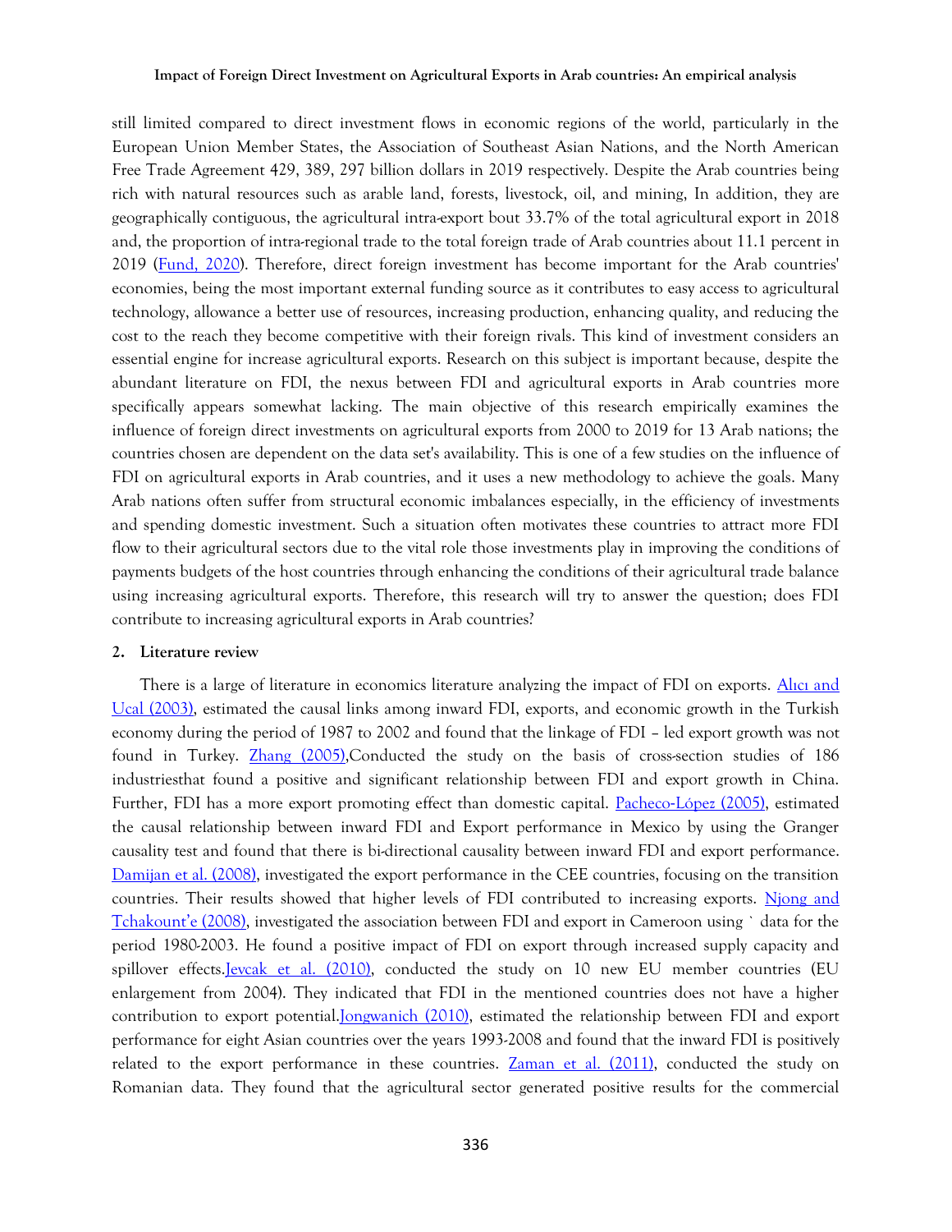still limited compared to direct investment flows in economic regions of the world, particularly in the European Union Member States, the Association of Southeast Asian Nations, and the North American Free Trade Agreement 429, 389, 297 billion dollars in 2019 respectively. Despite the Arab countries being rich with natural resources such as arable land, forests, livestock, oil, and mining, In addition, they are geographically contiguous, the agricultural intra-export bout 33.7% of the total agricultural export in 2018 and, the proportion of intra-regional trade to the total foreign trade of Arab countries about 11.1 percent in 2019 (Fund, 2020). Therefore, direct foreign investment has become important for the Arab countries' economies, being the most important external funding source as it contributes to easy access to agricultural technology, allowance a better use of resources, increasing production, enhancing quality, and reducing the cost to the reach they become competitive with their foreign rivals. This kind of investment considers an essential engine for increase agricultural exports. Research on this subject is important because, despite the abundant literature on FDI, the nexus between FDI and agricultural exports in Arab countries more specifically appears somewhat lacking. The main objective of this research empirically examines the influence of foreign direct investments on agricultural exports from 2000 to 2019 for 13 Arab nations; the countries chosen are dependent on the data set's availability. This is one of a few studies on the influence of FDI on agricultural exports in Arab countries, and it uses a new methodology to achieve the goals. Many Arab nations often suffer from structural economic imbalances especially, in the efficiency of investments and spending domestic investment. Such a situation often motivates these countries to attract more FDI flow to their agricultural sectors due to the vital role those investments play in improving the conditions of payments budgets of the host countries through enhancing the conditions of their agricultural trade balance using increasing agricultural exports. Therefore, this research will try to answer the question; does FDI contribute to increasing agricultural exports in Arab countries?

## 2. Literature review

There is a large of literature in economics literature analyzing the impact of FDI on exports. Alıcı and Ucal (2003), estimated the causal links among inward FDI, exports, and economic growth in the Turkish economy during the period of 1987 to 2002 and found that the linkage of FDI – led export growth was not found in Turkey. Zhang (2005),Conducted the study on the basis of cross-section studies of 186 industriesthat found a positive and significant relationship between FDI and export growth in China. Further, FDI has a more export promoting effect than domestic capital. Pacheco-López (2005), estimated the causal relationship between inward FDI and Export performance in Mexico by using the Granger causality test and found that there is bi-directional causality between inward FDI and export performance. Damijan et al. (2008), investigated the export performance in the CEE countries, focusing on the transition countries. Their results showed that higher levels of FDI contributed to increasing exports. Njong and Tchakount'e (2008), investigated the association between FDI and export in Cameroon using ` data for the period 1980-2003. He found a positive impact of FDI on export through increased supply capacity and spillover effects.Jevcak et al. (2010), conducted the study on 10 new EU member countries (EU enlargement from 2004). They indicated that FDI in the mentioned countries does not have a higher contribution to export potential.Jongwanich (2010), estimated the relationship between FDI and export performance for eight Asian countries over the years 1993-2008 and found that the inward FDI is positively related to the export performance in these countries. Zaman et al. (2011), conducted the study on Romanian data. They found that the agricultural sector generated positive results for the commercial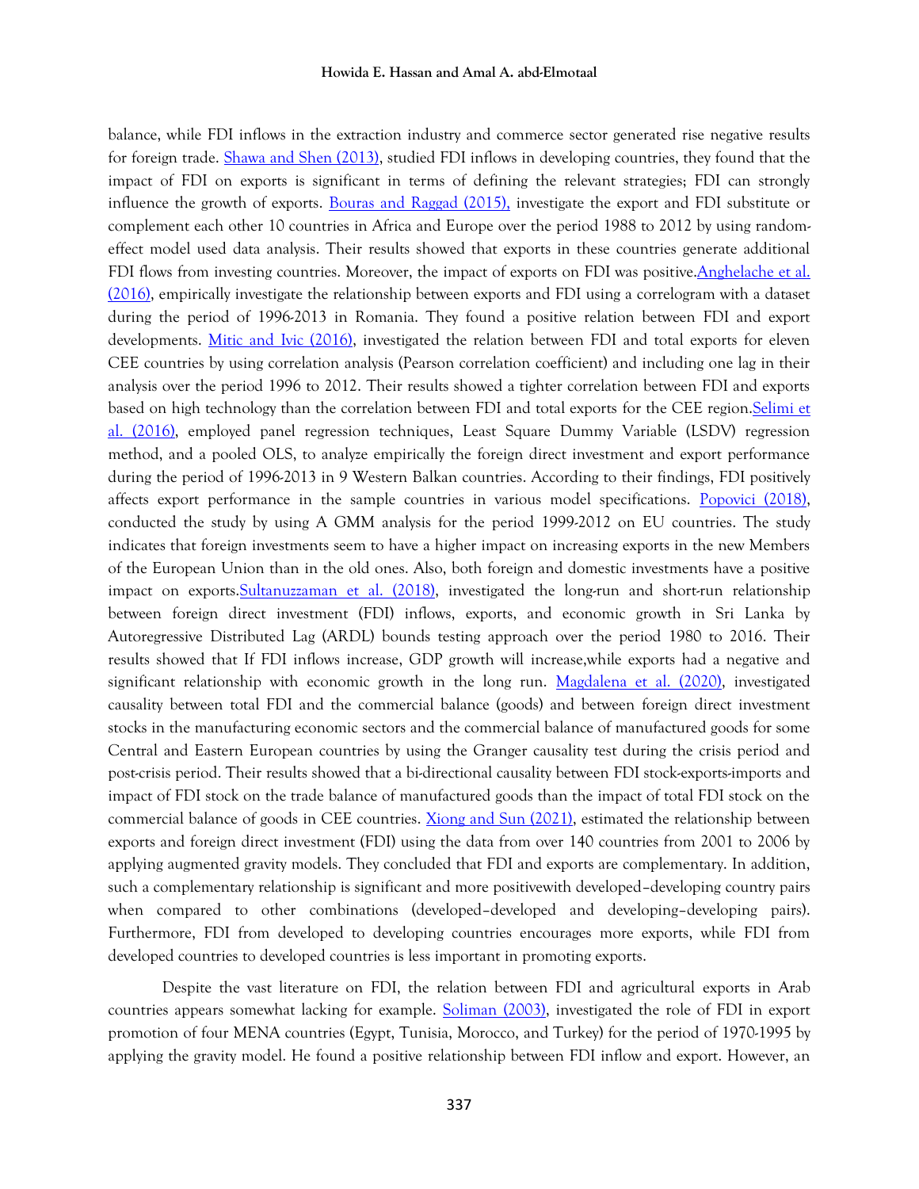balance, while FDI inflows in the extraction industry and commerce sector generated rise negative results for foreign trade. Shawa and Shen (2013), studied FDI inflows in developing countries, they found that the impact of FDI on exports is significant in terms of defining the relevant strategies; FDI can strongly influence the growth of exports. Bouras and Raggad (2015), investigate the export and FDI substitute or complement each other 10 countries in Africa and Europe over the period 1988 to 2012 by using random-effect model used data analysis. Their results showed that exports in these countries generate additional FDI flows from investing countries. Moreover, the impact of exports on FDI was positive.Anghelache et al. (2016), empirically investigate the relationship between exports and FDI using a correlogram with a dataset during the period of 1996-2013 in Romania. They found a positive relation between FDI and export developments. Mitic and Ivic (2016), investigated the relation between FDI and total exports for eleven CEE countries by using correlation analysis (Pearson correlation coefficient) and including one lag in their analysis over the period 1996 to 2012. Their results showed a tighter correlation between FDI and exports based on high technology than the correlation between FDI and total exports for the CEE region.Selimi et al. (2016), employed panel regression techniques, Least Square Dummy Variable (LSDV) regression method, and a pooled OLS, to analyze empirically the foreign direct investment and export performance during the period of 1996-2013 in 9 Western Balkan countries. According to their findings, FDI positively affects export performance in the sample countries in various model specifications. Popovici (2018), conducted the study by using A GMM analysis for the period 1999-2012 on EU countries. The study indicates that foreign investments seem to have a higher impact on increasing exports in the new Members of the European Union than in the old ones. Also, both foreign and domestic investments have a positive impact on exports.Sultanuzzaman et al. (2018), investigated the long-run and short-run relationship between foreign direct investment (FDI) inflows, exports, and economic growth in Sri Lanka by Autoregressive Distributed Lag (ARDL) bounds testing approach over the period 1980 to 2016. Their results showed that If FDI inflows increase, GDP growth will increase,while exports had a negative and significant relationship with economic growth in the long run. Magdalena et al. (2020), investigated causality between total FDI and the commercial balance (goods) and between foreign direct investment stocks in the manufacturing economic sectors and the commercial balance of manufactured goods for some Central and Eastern European countries by using the Granger causality test during the crisis period and post-crisis period. Their results showed that a bi-directional causality between FDI stock-exports-imports and impact of FDI stock on the trade balance of manufactured goods than the impact of total FDI stock on the commercial balance of goods in CEE countries. Xiong and Sun (2021), estimated the relationship between exports and foreign direct investment (FDI) using the data from over 140 countries from 2001 to 2006 by applying augmented gravity models. They concluded that FDI and exports are complementary. In addition, such a complementary relationship is significant and more positivewith developed–developing country pairs when compared to other combinations (developed–developed and developing–developing pairs). Furthermore, FDI from developed to developing countries encourages more exports, while FDI from developed countries to developed countries is less important in promoting exports.

Despite the vast literature on FDI, the relation between FDI and agricultural exports in Arab countries appears somewhat lacking for example. Soliman (2003), investigated the role of FDI in export promotion of four MENA countries (Egypt, Tunisia, Morocco, and Turkey) for the period of 1970-1995 by applying the gravity model. He found a positive relationship between FDI inflow and export. However, an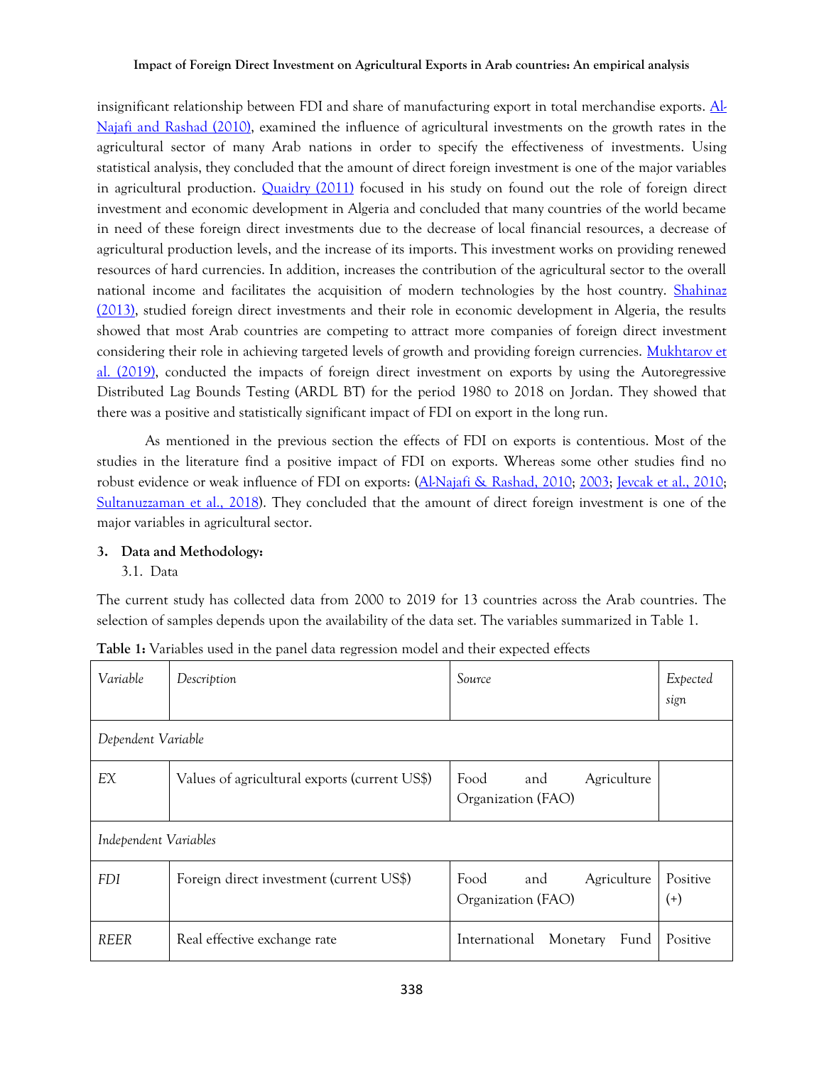insignificant relationship between FDI and share of manufacturing export in total merchandise exports. Al-Najafi and Rashad (2010), examined the influence of agricultural investments on the growth rates in the agricultural sector of many Arab nations in order to specify the effectiveness of investments. Using statistical analysis, they concluded that the amount of direct foreign investment is one of the major variables in agricultural production. Quaidry (2011) focused in his study on found out the role of foreign direct investment and economic development in Algeria and concluded that many countries of the world became in need of these foreign direct investments due to the decrease of local financial resources, a decrease of agricultural production levels, and the increase of its imports. This investment works on providing renewed resources of hard currencies. In addition, increases the contribution of the agricultural sector to the overall national income and facilitates the acquisition of modern technologies by the host country. Shahinaz (2013), studied foreign direct investments and their role in economic development in Algeria, the results showed that most Arab countries are competing to attract more companies of foreign direct investment considering their role in achieving targeted levels of growth and providing foreign currencies. Mukhtarov et al. (2019), conducted the impacts of foreign direct investment on exports by using the Autoregressive Distributed Lag Bounds Testing (ARDL BT) for the period 1980 to 2018 on Jordan. They showed that there was a positive and statistically significant impact of FDI on export in the long run.

As mentioned in the previous section the effects of FDI on exports is contentious. Most of the studies in the literature find a positive impact of FDI on exports. Whereas some other studies find no robust evidence or weak influence of FDI on exports: (Al-Najafi & Rashad, 2010; 2003; Jevcak et al., 2010; Sultanuzzaman et al., 2018). They concluded that the amount of direct foreign investment is one of the major variables in agricultural sector.

## 3. Data and Methodology:

### 3.1. Data

The current study has collected data from 2000 to 2019 for 13 countries across the Arab countries. The selection of samples depends upon the availability of the data set. The variables summarized in Table 1.

**Table 1:** Variables used in the panel data regression model and their expected effects

| *Variable* | *Description* | *Source* | *Expected sign* |
|---|---|---|---|
| *Dependent Variable* | | | |
| *EX* | Values of agricultural exports (current US$) | Food and Agriculture Organization (FAO) | |
| *Independent Variables* | | | |
| *FDI* | Foreign direct investment (current US$) | Food and Agriculture Organization (FAO) | Positive (+) |
| *REER* | Real effective exchange rate | International Monetary Fund | Positive |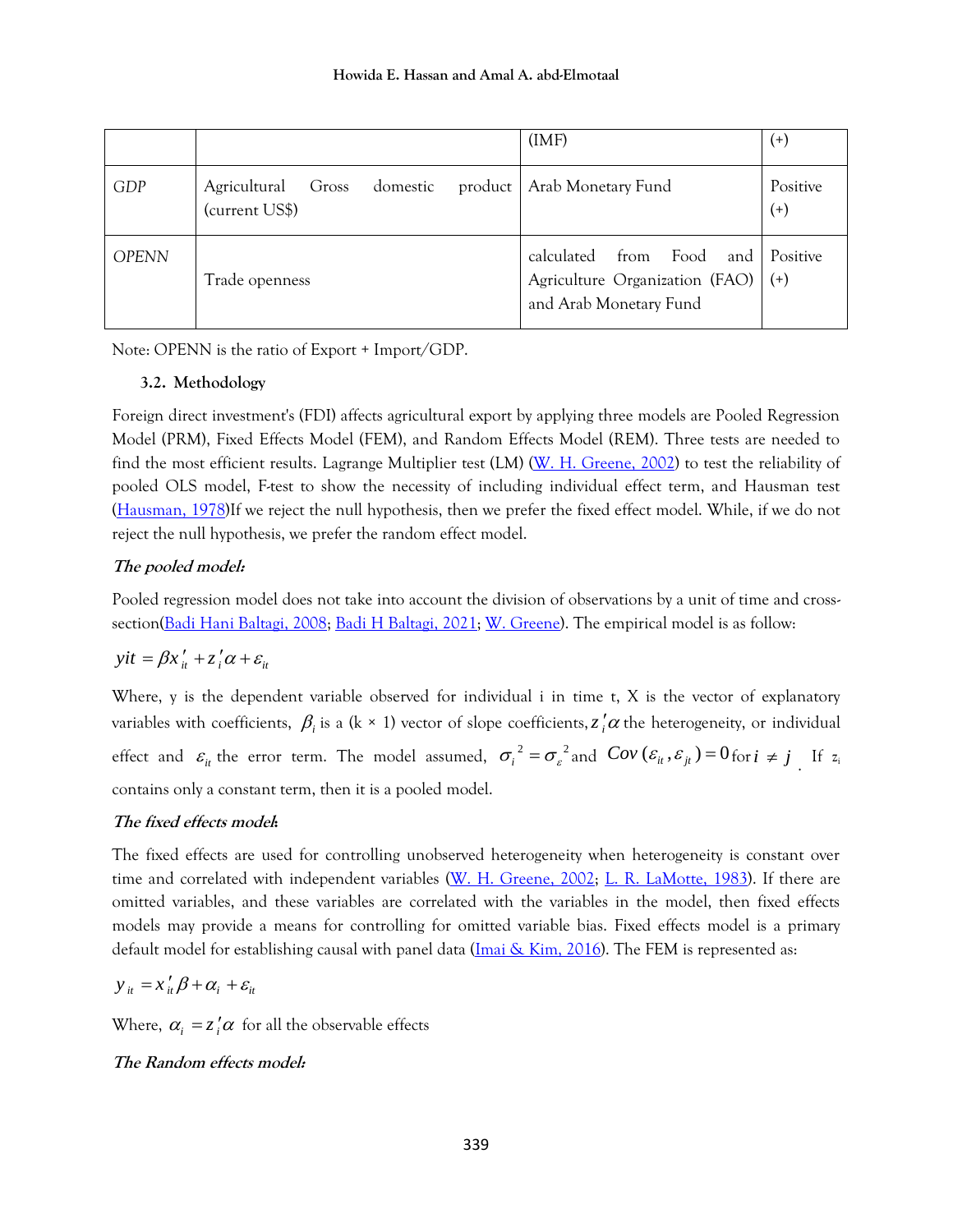|  |  | (IMF) | (+) |
|---|---|---|---|
| *GDP* | Agricultural Gross domestic product (current US$) | Arab Monetary Fund | Positive (+) |
| *OPENN* | Trade openness | calculated from Food and Agriculture Organization (FAO) and Arab Monetary Fund | Positive (+) |

Note: OPENN is the ratio of Export + Import/GDP.

### 3.2. Methodology

Foreign direct investment's (FDI) affects agricultural export by applying three models are Pooled Regression Model (PRM), Fixed Effects Model (FEM), and Random Effects Model (REM). Three tests are needed to find the most efficient results. Lagrange Multiplier test (LM) (W. H. Greene, 2002) to test the reliability of pooled OLS model, F-test to show the necessity of including individual effect term, and Hausman test (Hausman, 1978)If we reject the null hypothesis, then we prefer the fixed effect model. While, if we do not reject the null hypothesis, we prefer the random effect model.

***The pooled model:***

Pooled regression model does not take into account the division of observations by a unit of time and cross-section(Badi Hani Baltagi, 2008; Badi H Baltagi, 2021; W. Greene). The empirical model is as follow:

$$yit = \beta x'_{it} + z'_i\alpha + \varepsilon_{it}$$

Where, y is the dependent variable observed for individual i in time t, X is the vector of explanatory variables with coefficients, $\beta_i$ is a (k × 1) vector of slope coefficients, $z'_i\alpha$ the heterogeneity, or individual effect and $\varepsilon_{it}$ the error term. The model assumed, $\sigma_i^2 = \sigma_\varepsilon^2$ and $Cov(\varepsilon_{it}, \varepsilon_{jt}) = 0$ for $i \neq j$. If $z_i$ contains only a constant term, then it is a pooled model.

***The fixed effects model:***

The fixed effects are used for controlling unobserved heterogeneity when heterogeneity is constant over time and correlated with independent variables (W. H. Greene, 2002; L. R. LaMotte, 1983). If there are omitted variables, and these variables are correlated with the variables in the model, then fixed effects models may provide a means for controlling for omitted variable bias. Fixed effects model is a primary default model for establishing causal with panel data (Imai & Kim, 2016). The FEM is represented as:

$$y_{it} = x'_{it}\beta + \alpha_i + \varepsilon_{it}$$

Where, $\alpha_i = z'_i\alpha$ for all the observable effects

***The Random effects model:***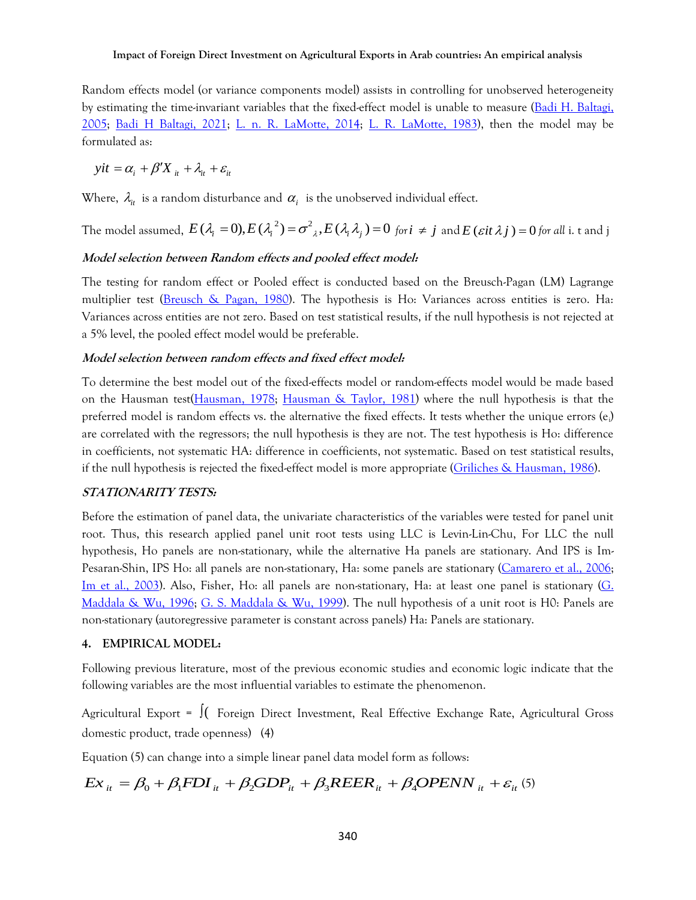Random effects model (or variance components model) assists in controlling for unobserved heterogeneity by estimating the time-invariant variables that the fixed-effect model is unable to measure (Badi H. Baltagi, 2005; Badi H Baltagi, 2021; L. n. R. LaMotte, 2014; L. R. LaMotte, 1983), then the model may be formulated as:

$$yit = \alpha_i + \beta' X_{it} + \lambda_{it} + \varepsilon_{it}$$

Where, $\lambda_{it}$ is a random disturbance and $\alpha_i$ is the unobserved individual effect.

The model assumed, $E(\lambda_i = 0), E(\lambda_i^{\ 2}) = \sigma^2{}_{\lambda}, E(\lambda_i \lambda_j) = 0$ *for* $i \neq j$ and $E(\varepsilon it \lambda j) = 0$ *for all* i. t and j

***Model selection between Random effects and pooled effect model:***

The testing for random effect or Pooled effect is conducted based on the Breusch-Pagan (LM) Lagrange multiplier test (Breusch & Pagan, 1980). The hypothesis is Ho: Variances across entities is zero. Ha: Variances across entities are not zero. Based on test statistical results, if the null hypothesis is not rejected at a 5% level, the pooled effect model would be preferable.

***Model selection between random effects and fixed effect model:***

To determine the best model out of the fixed-effects model or random-effects model would be made based on the Hausman test(Hausman, 1978; Hausman & Taylor, 1981) where the null hypothesis is that the preferred model is random effects vs. the alternative the fixed effects. It tests whether the unique errors ($e_i$) are correlated with the regressors; the null hypothesis is they are not. The test hypothesis is Ho: difference in coefficients, not systematic HA: difference in coefficients, not systematic. Based on test statistical results, if the null hypothesis is rejected the fixed-effect model is more appropriate (Griliches & Hausman, 1986).

***STATIONARITY TESTS:***

Before the estimation of panel data, the univariate characteristics of the variables were tested for panel unit root. Thus, this research applied panel unit root tests using LLC is Levin-Lin-Chu, For LLC the null hypothesis, Ho panels are non-stationary, while the alternative Ha panels are stationary. And IPS is Im-Pesaran-Shin, IPS Ho: all panels are non-stationary, Ha: some panels are stationary (Camarero et al., 2006; Im et al., 2003). Also, Fisher, Ho: all panels are non-stationary, Ha: at least one panel is stationary (G. Maddala & Wu, 1996; G. S. Maddala & Wu, 1999). The null hypothesis of a unit root is H0: Panels are non-stationary (autoregressive parameter is constant across panels) Ha: Panels are stationary.

## 4. EMPIRICAL MODEL:

Following previous literature, most of the previous economic studies and economic logic indicate that the following variables are the most influential variables to estimate the phenomenon.

Agricultural Export = ∫( Foreign Direct Investment, Real Effective Exchange Rate, Agricultural Gross domestic product, trade openness) (4)

Equation (5) can change into a simple linear panel data model form as follows:

$$Ex_{it} = \beta_0 + \beta_1 FDI_{it} + \beta_2 GDP_{it} + \beta_3 REER_{it} + \beta_4 OPENN_{it} + \varepsilon_{it} \ (5)$$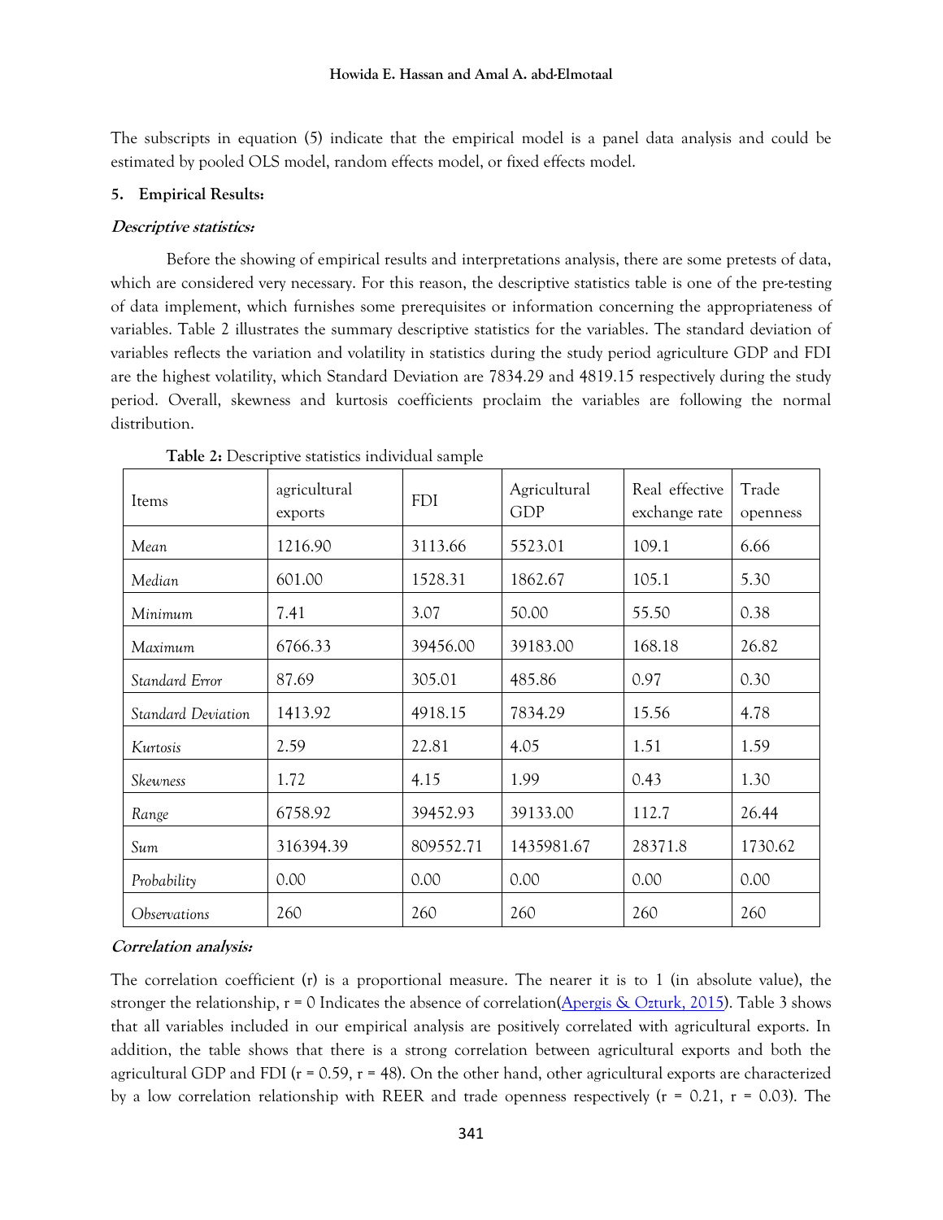The subscripts in equation (5) indicate that the empirical model is a panel data analysis and could be estimated by pooled OLS model, random effects model, or fixed effects model.

## 5. Empirical Results:

### *Descriptive statistics:*

Before the showing of empirical results and interpretations analysis, there are some pretests of data, which are considered very necessary. For this reason, the descriptive statistics table is one of the pre-testing of data implement, which furnishes some prerequisites or information concerning the appropriateness of variables. Table 2 illustrates the summary descriptive statistics for the variables. The standard deviation of variables reflects the variation and volatility in statistics during the study period agriculture GDP and FDI are the highest volatility, which Standard Deviation are 7834.29 and 4819.15 respectively during the study period. Overall, skewness and kurtosis coefficients proclaim the variables are following the normal distribution.

**Table 2:** Descriptive statistics individual sample

| Items | agricultural exports | FDI | Agricultural GDP | Real effective exchange rate | Trade openness |
|---|---|---|---|---|---|
| *Mean* | 1216.90 | 3113.66 | 5523.01 | 109.1 | 6.66 |
| *Median* | 601.00 | 1528.31 | 1862.67 | 105.1 | 5.30 |
| *Minimum* | 7.41 | 3.07 | 50.00 | 55.50 | 0.38 |
| *Maximum* | 6766.33 | 39456.00 | 39183.00 | 168.18 | 26.82 |
| *Standard Error* | 87.69 | 305.01 | 485.86 | 0.97 | 0.30 |
| *Standard Deviation* | 1413.92 | 4918.15 | 7834.29 | 15.56 | 4.78 |
| *Kurtosis* | 2.59 | 22.81 | 4.05 | 1.51 | 1.59 |
| *Skewness* | 1.72 | 4.15 | 1.99 | 0.43 | 1.30 |
| *Range* | 6758.92 | 39452.93 | 39133.00 | 112.7 | 26.44 |
| *Sum* | 316394.39 | 809552.71 | 1435981.67 | 28371.8 | 1730.62 |
| *Probability* | 0.00 | 0.00 | 0.00 | 0.00 | 0.00 |
| *Observations* | 260 | 260 | 260 | 260 | 260 |

### *Correlation analysis:*

The correlation coefficient (r) is a proportional measure. The nearer it is to 1 (in absolute value), the stronger the relationship, r = 0 Indicates the absence of correlation(Apergis & Ozturk, 2015). Table 3 shows that all variables included in our empirical analysis are positively correlated with agricultural exports. In addition, the table shows that there is a strong correlation between agricultural exports and both the agricultural GDP and FDI (r = 0.59, r = 48). On the other hand, other agricultural exports are characterized by a low correlation relationship with REER and trade openness respectively (r = 0.21, r = 0.03). The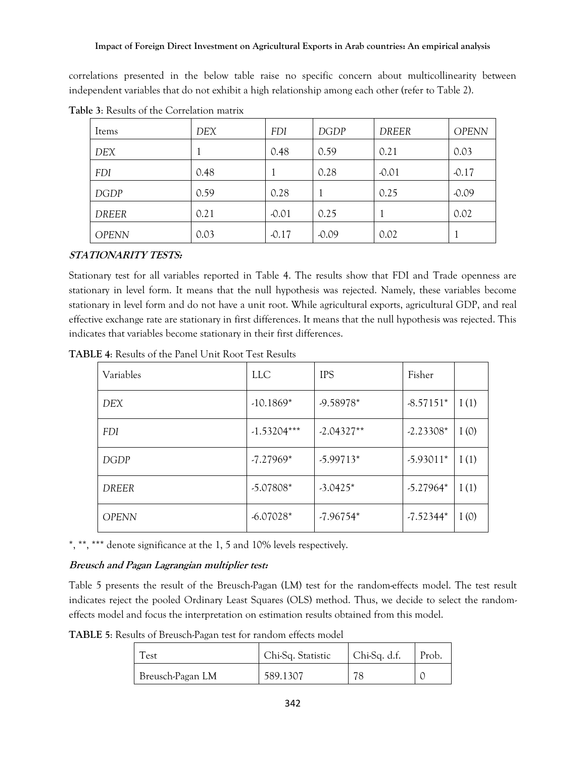correlations presented in the below table raise no specific concern about multicollinearity between independent variables that do not exhibit a high relationship among each other (refer to Table 2).

**Table 3**: Results of the Correlation matrix

| Items | *DEX* | *FDI* | *DGDP* | *DREER* | *OPENN* |
|---|---|---|---|---|---|
| *DEX* | 1 | 0.48 | 0.59 | 0.21 | 0.03 |
| *FDI* | 0.48 | 1 | 0.28 | -0.01 | -0.17 |
| *DGDP* | 0.59 | 0.28 | 1 | 0.25 | -0.09 |
| *DREER* | 0.21 | -0.01 | 0.25 | 1 | 0.02 |
| *OPENN* | 0.03 | -0.17 | -0.09 | 0.02 | 1 |

### STATIONARITY TESTS:

Stationary test for all variables reported in Table 4. The results show that FDI and Trade openness are stationary in level form. It means that the null hypothesis was rejected. Namely, these variables become stationary in level form and do not have a unit root. While agricultural exports, agricultural GDP, and real effective exchange rate are stationary in first differences. It means that the null hypothesis was rejected. This indicates that variables become stationary in their first differences.

**TABLE 4**: Results of the Panel Unit Root Test Results

| Variables | LLC | IPS | Fisher | |
|---|---|---|---|---|
| *DEX* | -10.1869* | -9.58978* | -8.57151* | I (1) |
| *FDI* | -1.53204*** | -2.04327** | -2.23308* | I (0) |
| *DGDP* | -7.27969* | -5.99713* | -5.93011* | I (1) |
| *DREER* | -5.07808* | -3.0425* | -5.27964* | I (1) |
| *OPENN* | -6.07028* | -7.96754* | -7.52344* | I (0) |

*, **, *** denote significance at the 1, 5 and 10% levels respectively.

### Breusch and Pagan Lagrangian multiplier test:

Table 5 presents the result of the Breusch-Pagan (LM) test for the random-effects model. The test result indicates reject the pooled Ordinary Least Squares (OLS) method. Thus, we decide to select the random-effects model and focus the interpretation on estimation results obtained from this model.

**TABLE 5**: Results of Breusch-Pagan test for random effects model

| Test | Chi-Sq. Statistic | Chi-Sq. d.f. | Prob. |
|---|---|---|---|
| Breusch-Pagan LM | 589.1307 | 78 | 0 |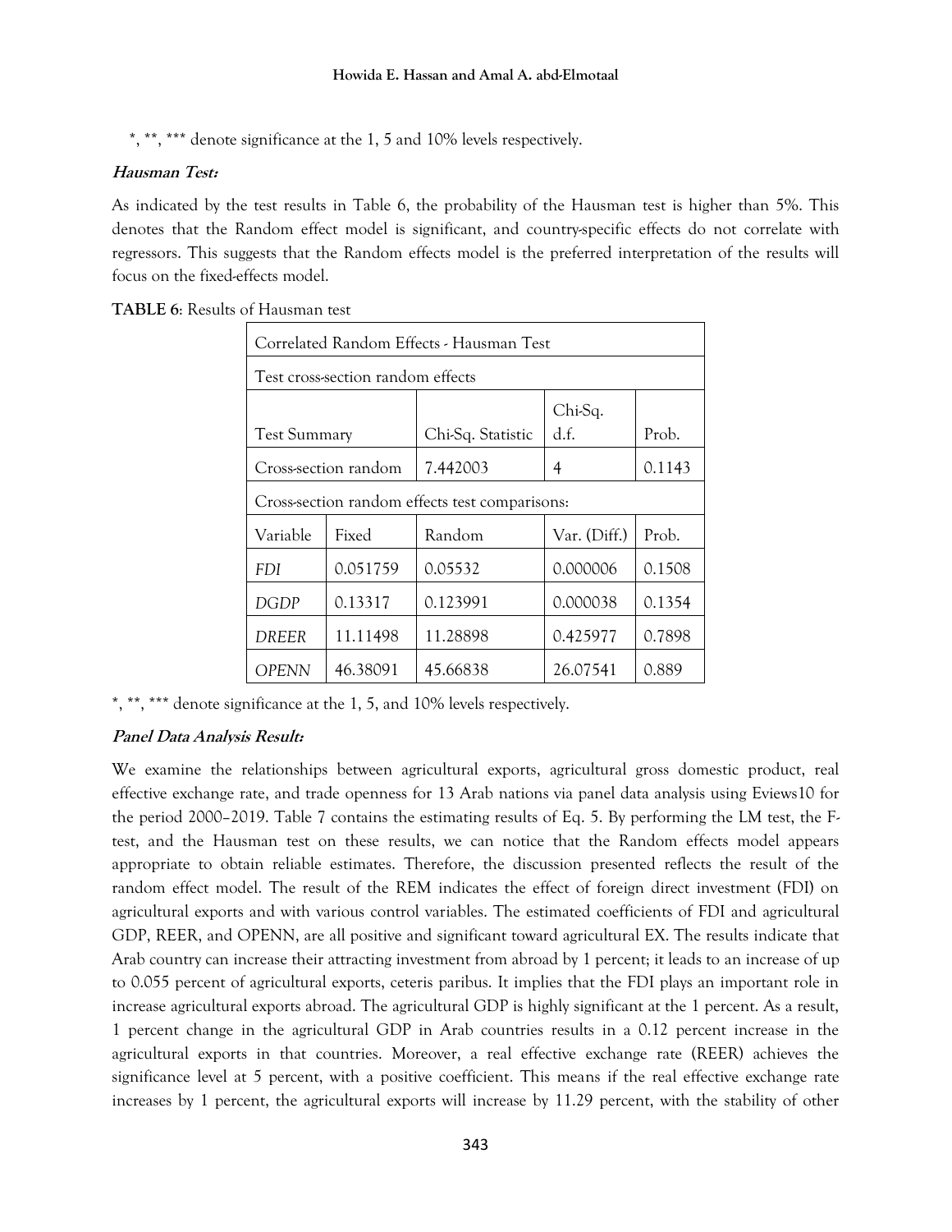*, **, *** denote significance at the 1, 5 and 10% levels respectively.

**Hausman Test:**

As indicated by the test results in Table 6, the probability of the Hausman test is higher than 5%. This denotes that the Random effect model is significant, and country-specific effects do not correlate with regressors. This suggests that the Random effects model is the preferred interpretation of the results will focus on the fixed-effects model.

**TABLE 6**: Results of Hausman test

| Correlated Random Effects - Hausman Test | | | | |
|---|---|---|---|---|
| Test cross-section random effects | | | | |
| Test Summary | | Chi-Sq. Statistic | Chi-Sq. d.f. | Prob. |
| Cross-section random | | 7.442003 | 4 | 0.1143 |
| Cross-section random effects test comparisons: | | | | |
| Variable | Fixed | Random | Var. (Diff.) | Prob. |
| *FDI* | 0.051759 | 0.05532 | 0.000006 | 0.1508 |
| *DGDP* | 0.13317 | 0.123991 | 0.000038 | 0.1354 |
| *DREER* | 11.11498 | 11.28898 | 0.425977 | 0.7898 |
| *OPENN* | 46.38091 | 45.66838 | 26.07541 | 0.889 |

*, **, *** denote significance at the 1, 5, and 10% levels respectively.

**Panel Data Analysis Result:**

We examine the relationships between agricultural exports, agricultural gross domestic product, real effective exchange rate, and trade openness for 13 Arab nations via panel data analysis using Eviews10 for the period 2000–2019. Table 7 contains the estimating results of Eq. 5. By performing the LM test, the F-test, and the Hausman test on these results, we can notice that the Random effects model appears appropriate to obtain reliable estimates. Therefore, the discussion presented reflects the result of the random effect model. The result of the REM indicates the effect of foreign direct investment (FDI) on agricultural exports and with various control variables. The estimated coefficients of FDI and agricultural GDP, REER, and OPENN, are all positive and significant toward agricultural EX. The results indicate that Arab country can increase their attracting investment from abroad by 1 percent; it leads to an increase of up to 0.055 percent of agricultural exports, ceteris paribus. It implies that the FDI plays an important role in increase agricultural exports abroad. The agricultural GDP is highly significant at the 1 percent. As a result, 1 percent change in the agricultural GDP in Arab countries results in a 0.12 percent increase in the agricultural exports in that countries. Moreover, a real effective exchange rate (REER) achieves the significance level at 5 percent, with a positive coefficient. This means if the real effective exchange rate increases by 1 percent, the agricultural exports will increase by 11.29 percent, with the stability of other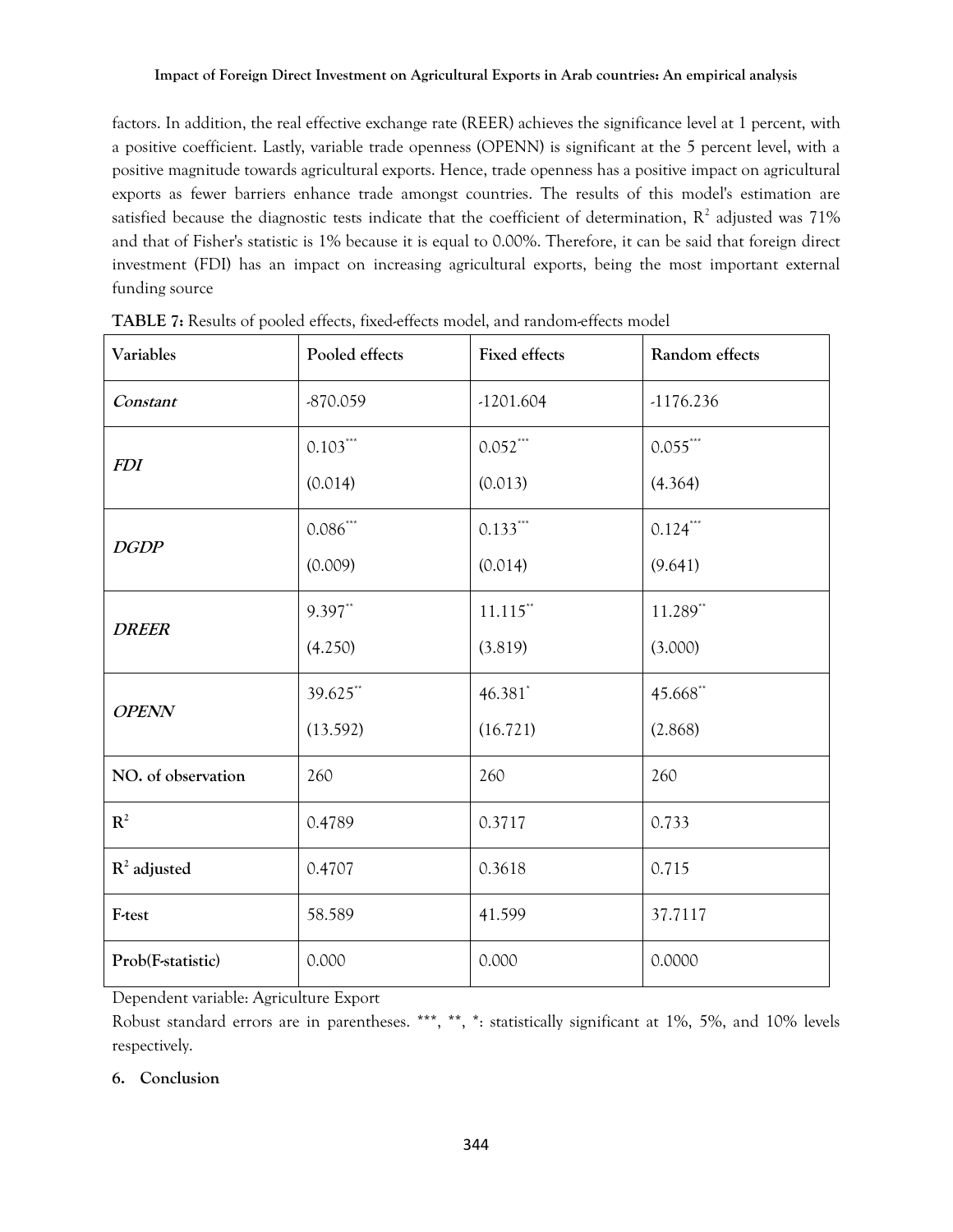factors. In addition, the real effective exchange rate (REER) achieves the significance level at 1 percent, with a positive coefficient. Lastly, variable trade openness (OPENN) is significant at the 5 percent level, with a positive magnitude towards agricultural exports. Hence, trade openness has a positive impact on agricultural exports as fewer barriers enhance trade amongst countries. The results of this model's estimation are satisfied because the diagnostic tests indicate that the coefficient of determination, $R^2$ adjusted was 71% and that of Fisher's statistic is 1% because it is equal to 0.00%. Therefore, it can be said that foreign direct investment (FDI) has an impact on increasing agricultural exports, being the most important external funding source

**TABLE 7:** Results of pooled effects, fixed-effects model, and random-effects model

| Variables | Pooled effects | Fixed effects | Random effects |
|---|---|---|---|
| ***Constant*** | -870.059 | -1201.604 | -1176.236 |
| ***FDI*** | 0.103*** (0.014) | 0.052*** (0.013) | 0.055*** (4.364) |
| ***DGDP*** | 0.086*** (0.009) | 0.133*** (0.014) | 0.124*** (9.641) |
| ***DREER*** | 9.397** (4.250) | 11.115** (3.819) | 11.289** (3.000) |
| ***OPENN*** | 39.625** (13.592) | 46.381* (16.721) | 45.668** (2.868) |
| **NO. of observation** | 260 | 260 | 260 |
| $R^2$ | 0.4789 | 0.3717 | 0.733 |
| $R^2$ **adjusted** | 0.4707 | 0.3618 | 0.715 |
| **F-test** | 58.589 | 41.599 | 37.7117 |
| **Prob(F-statistic)** | 0.000 | 0.000 | 0.0000 |

Dependent variable: Agriculture Export

Robust standard errors are in parentheses. ***, **, *: statistically significant at 1%, 5%, and 10% levels respectively.

## 6. Conclusion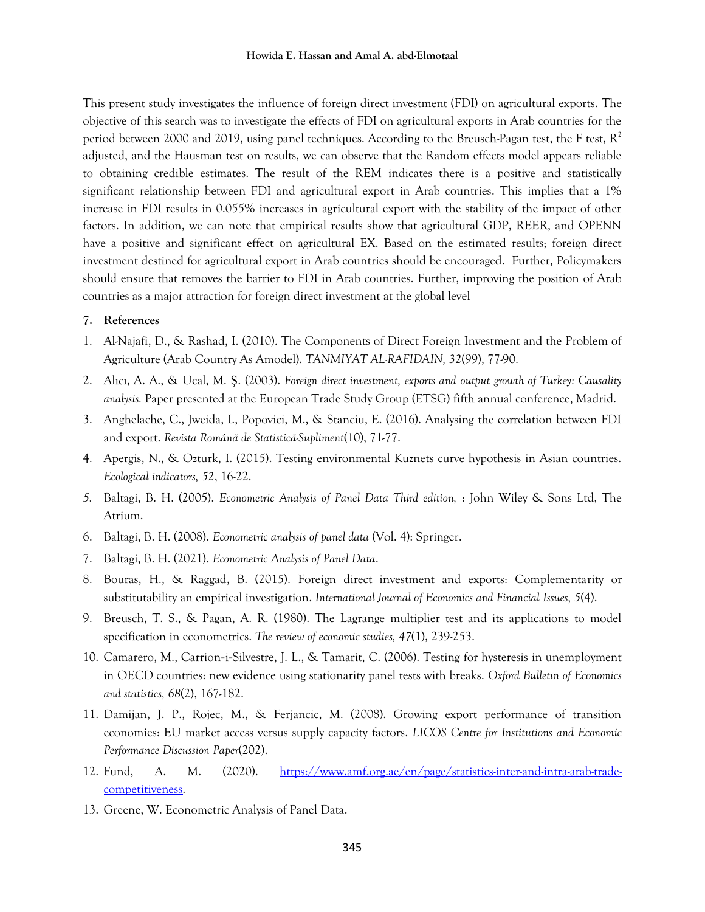This present study investigates the influence of foreign direct investment (FDI) on agricultural exports. The objective of this search was to investigate the effects of FDI on agricultural exports in Arab countries for the period between 2000 and 2019, using panel techniques. According to the Breusch-Pagan test, the F test, $R^2$ adjusted, and the Hausman test on results, we can observe that the Random effects model appears reliable to obtaining credible estimates. The result of the REM indicates there is a positive and statistically significant relationship between FDI and agricultural export in Arab countries. This implies that a 1% increase in FDI results in 0.055% increases in agricultural export with the stability of the impact of other factors. In addition, we can note that empirical results show that agricultural GDP, REER, and OPENN have a positive and significant effect on agricultural EX. Based on the estimated results; foreign direct investment destined for agricultural export in Arab countries should be encouraged. Further, Policymakers should ensure that removes the barrier to FDI in Arab countries. Further, improving the position of Arab countries as a major attraction for foreign direct investment at the global level

## 7. References

1. Al-Najafi, D., & Rashad, I. (2010). The Components of Direct Foreign Investment and the Problem of Agriculture (Arab Country As Amodel). *TANMIYAT AL-RAFIDAIN, 32*(99), 77-90.
2. Alıcı, A. A., & Ucal, M. Ş. (2003). *Foreign direct investment, exports and output growth of Turkey: Causality analysis.* Paper presented at the European Trade Study Group (ETSG) fifth annual conference, Madrid.
3. Anghelache, C., Jweida, I., Popovici, M., & Stanciu, E. (2016). Analysing the correlation between FDI and export. *Revista Română de Statistică-Supliment*(10), 71-77.
4. Apergis, N., & Ozturk, I. (2015). Testing environmental Kuznets curve hypothesis in Asian countries. *Ecological indicators, 52*, 16-22.
5. Baltagi, B. H. (2005). *Econometric Analysis of Panel Data Third edition,* : John Wiley & Sons Ltd, The Atrium.
6. Baltagi, B. H. (2008). *Econometric analysis of panel data* (Vol. 4): Springer.
7. Baltagi, B. H. (2021). *Econometric Analysis of Panel Data*.
8. Bouras, H., & Raggad, B. (2015). Foreign direct investment and exports: Complementarity or substitutability an empirical investigation. *International Journal of Economics and Financial Issues, 5*(4).
9. Breusch, T. S., & Pagan, A. R. (1980). The Lagrange multiplier test and its applications to model specification in econometrics. *The review of economic studies, 47*(1), 239-253.
10. Camarero, M., Carrion-i-Silvestre, J. L., & Tamarit, C. (2006). Testing for hysteresis in unemployment in OECD countries: new evidence using stationarity panel tests with breaks. *Oxford Bulletin of Economics and statistics, 68*(2), 167-182.
11. Damijan, J. P., Rojec, M., & Ferjancic, M. (2008). Growing export performance of transition economies: EU market access versus supply capacity factors. *LICOS Centre for Institutions and Economic Performance Discussion Paper*(202).
12. Fund, A. M. (2020). https://www.amf.org.ae/en/page/statistics-inter-and-intra-arab-trade-competitiveness.
13. Greene, W. Econometric Analysis of Panel Data.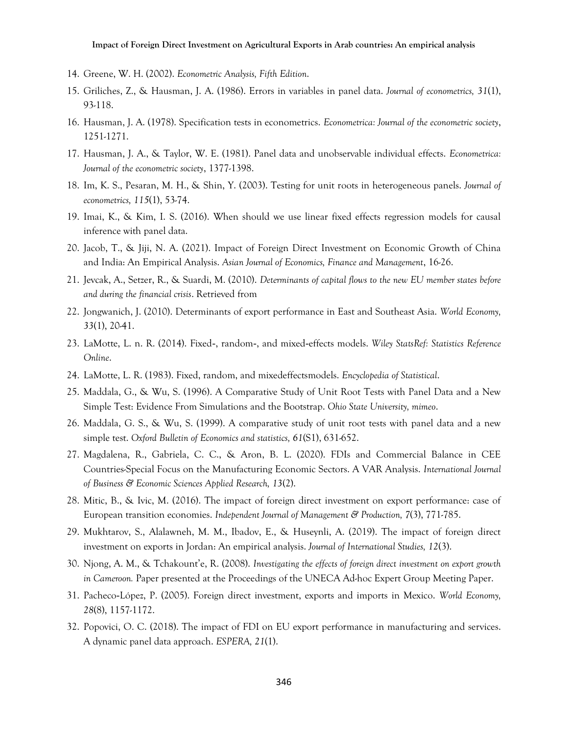14. Greene, W. H. (2002). *Econometric Analysis, Fifth Edition*.
15. Griliches, Z., & Hausman, J. A. (1986). Errors in variables in panel data. *Journal of econometrics, 31*(1), 93-118.
16. Hausman, J. A. (1978). Specification tests in econometrics. *Econometrica: Journal of the econometric society*, 1251-1271.
17. Hausman, J. A., & Taylor, W. E. (1981). Panel data and unobservable individual effects. *Econometrica: Journal of the econometric society*, 1377-1398.
18. Im, K. S., Pesaran, M. H., & Shin, Y. (2003). Testing for unit roots in heterogeneous panels. *Journal of econometrics, 115*(1), 53-74.
19. Imai, K., & Kim, I. S. (2016). When should we use linear fixed effects regression models for causal inference with panel data.
20. Jacob, T., & Jiji, N. A. (2021). Impact of Foreign Direct Investment on Economic Growth of China and India: An Empirical Analysis. *Asian Journal of Economics, Finance and Management*, 16-26.
21. Jevcak, A., Setzer, R., & Suardi, M. (2010). *Determinants of capital flows to the new EU member states before and during the financial crisis*. Retrieved from
22. Jongwanich, J. (2010). Determinants of export performance in East and Southeast Asia. *World Economy, 33*(1), 20-41.
23. LaMotte, L. n. R. (2014). Fixed-, random-, and mixed-effects models. *Wiley StatsRef: Statistics Reference Online*.
24. LaMotte, L. R. (1983). Fixed, random, and mixedeffectsmodels. *Encyclopedia of Statistical*.
25. Maddala, G., & Wu, S. (1996). A Comparative Study of Unit Root Tests with Panel Data and a New Simple Test: Evidence From Simulations and the Bootstrap. *Ohio State University, mimeo*.
26. Maddala, G. S., & Wu, S. (1999). A comparative study of unit root tests with panel data and a new simple test. *Oxford Bulletin of Economics and statistics, 61*(S1), 631-652.
27. Magdalena, R., Gabriela, C. C., & Aron, B. L. (2020). FDIs and Commercial Balance in CEE Countries-Special Focus on the Manufacturing Economic Sectors. A VAR Analysis. *International Journal of Business & Economic Sciences Applied Research, 13*(2).
28. Mitic, B., & Ivic, M. (2016). The impact of foreign direct investment on export performance: case of European transition economies. *Independent Journal of Management & Production, 7*(3), 771-785.
29. Mukhtarov, S., Alalawneh, M. M., Ibadov, E., & Huseynli, A. (2019). The impact of foreign direct investment on exports in Jordan: An empirical analysis. *Journal of International Studies, 12*(3).
30. Njong, A. M., & Tchakount'e, R. (2008). *Investigating the effects of foreign direct investment on export growth in Cameroon.* Paper presented at the Proceedings of the UNECA Ad-hoc Expert Group Meeting Paper.
31. Pacheco-López, P. (2005). Foreign direct investment, exports and imports in Mexico. *World Economy, 28*(8), 1157-1172.
32. Popovici, O. C. (2018). The impact of FDI on EU export performance in manufacturing and services. A dynamic panel data approach. *ESPERA, 21*(1).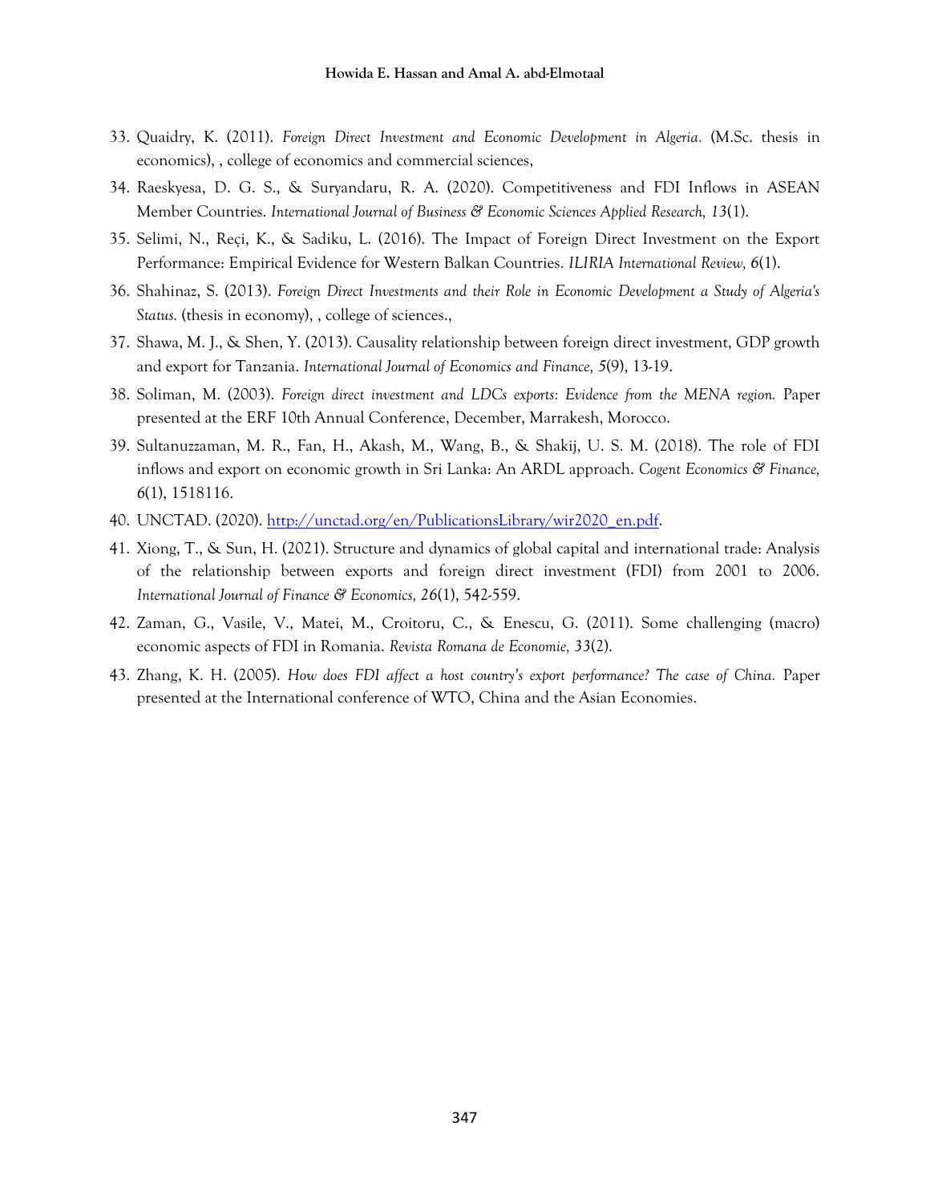33. Quaidry, K. (2011). *Foreign Direct Investment and Economic Development in Algeria.* (M.Sc. thesis in economics), , college of economics and commercial sciences,
34. Raeskyesa, D. G. S., & Suryandaru, R. A. (2020). Competitiveness and FDI Inflows in ASEAN Member Countries. *International Journal of Business & Economic Sciences Applied Research, 13*(1).
35. Selimi, N., Reçi, K., & Sadiku, L. (2016). The Impact of Foreign Direct Investment on the Export Performance: Empirical Evidence for Western Balkan Countries. *ILIRIA International Review, 6*(1).
36. Shahinaz, S. (2013). *Foreign Direct Investments and their Role in Economic Development a Study of Algeria's Status.* (thesis in economy), , college of sciences.,
37. Shawa, M. J., & Shen, Y. (2013). Causality relationship between foreign direct investment, GDP growth and export for Tanzania. *International Journal of Economics and Finance, 5*(9), 13-19.
38. Soliman, M. (2003). *Foreign direct investment and LDCs exports: Evidence from the MENA region.* Paper presented at the ERF 10th Annual Conference, December, Marrakesh, Morocco.
39. Sultanuzzaman, M. R., Fan, H., Akash, M., Wang, B., & Shakij, U. S. M. (2018). The role of FDI inflows and export on economic growth in Sri Lanka: An ARDL approach. *Cogent Economics & Finance, 6*(1), 1518116.
40. UNCTAD. (2020). [http://unctad.org/en/PublicationsLibrary/wir2020_en.pdf](http://unctad.org/en/PublicationsLibrary/wir2020_en.pdf).
41. Xiong, T., & Sun, H. (2021). Structure and dynamics of global capital and international trade: Analysis of the relationship between exports and foreign direct investment (FDI) from 2001 to 2006. *International Journal of Finance & Economics, 26*(1), 542-559.
42. Zaman, G., Vasile, V., Matei, M., Croitoru, C., & Enescu, G. (2011). Some challenging (macro) economic aspects of FDI in Romania. *Revista Romana de Economie, 33*(2).
43. Zhang, K. H. (2005). *How does FDI affect a host country's export performance? The case of China.* Paper presented at the International conference of WTO, China and the Asian Economies.